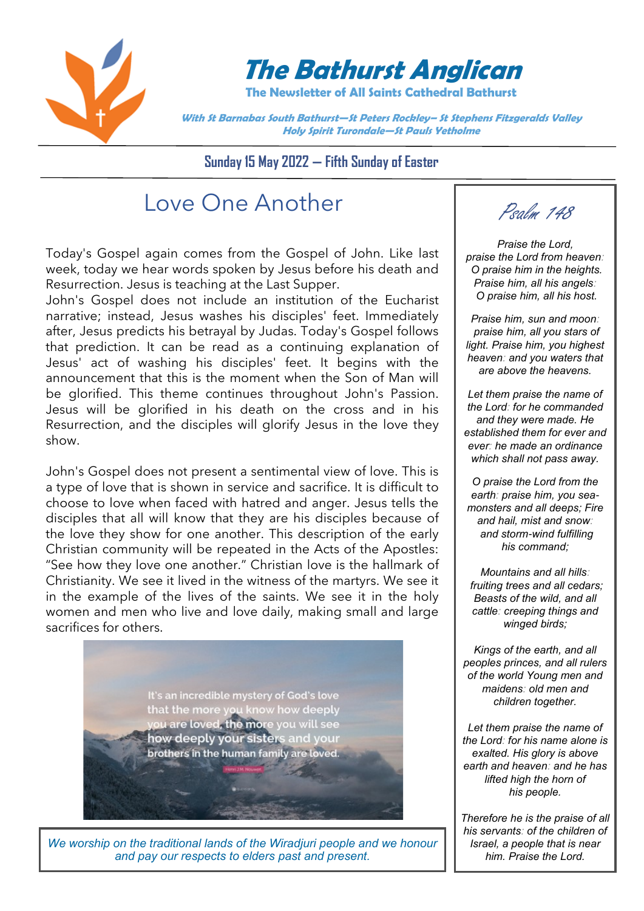# The Bathurst Anglican

**The Newsletter of All Saints Cathedral Bathurst**

*With St Barnabas South Bathurst—St Peters Rockley– St Stephens Fitzgeralds Valley Holy Spirit Turondale—St Pauls Yetholme*

**Sunday 15 May 2022 — Fifth Sunday of Easter**

## Love One Another

Today's Gospel again comes from the Gospel of John. Like last week, today we hear words spoken by Jesus before his death and Resurrection. Jesus is teaching at the Last Supper.

John's Gospel does not include an institution of the Eucharist narrative; instead, Jesus washes his disciples' feet. Immediately after, Jesus predicts his betrayal by Judas. Today's Gospel follows that prediction. It can be read as a continuing explanation of Jesus' act of washing his disciples' feet. It begins with the announcement that this is the moment when the Son of Man will be glorified. This theme continues throughout John's Passion. Jesus will be glorified in his death on the cross and in his Resurrection, and the disciples will glorify Jesus in the love they show.

John's Gospel does not present a sentimental view of love. This is a type of love that is shown in service and sacrifice. It is difficult to choose to love when faced with hatred and anger. Jesus tells the disciples that all will know that they are his disciples because of the love they show for one another. This description of the early Christian community will be repeated in the Acts of the Apostles: "See how they love one another." Christian love is the hallmark of Christianity. We see it lived in the witness of the martyrs. We see it in the example of the lives of the saints. We see it in the holy women and men who live and love daily, making small and large sacrifices for others.

It's an incredible mystery of God's love that the more you know how deeply you are loved, the more you will see how deeply your sisters and your brothers in the human family are loved.

Henri J.M. Nouwen

*We worship on the traditional lands of the Wiradjuri people and we honour and pay our respects to elders past and present.*

## Psalm 148

*Praise the Lord, praise the Lord from heaven: O praise him in the heights. Praise him, all his angels: O praise him, all his host.*

*Praise him, sun and moon: praise him, all you stars of light. Praise him, you highest heaven: and you waters that are above the heavens.*

*Let them praise the name of the Lord: for he commanded and they were made. He established them for ever and ever: he made an ordinance which shall not pass away.*

*O praise the Lord from the earth: praise him, you sea-monsters and all deeps; Fire and hail, mist and snow: and storm-wind fulfilling his command;*

*Mountains and all hills: fruiting trees and all cedars; Beasts of the wild, and all cattle: creeping things and winged birds;*

*Kings of the earth, and all peoples princes, and all rulers of the world Young men and maidens: old men and children together.*

*Let them praise the name of the Lord: for his name alone is exalted. His glory is above earth and heaven: and he has lifted high the horn of his people.*

*Therefore he is the praise of all his servants: of the children of Israel, a people that is near him. Praise the Lord.*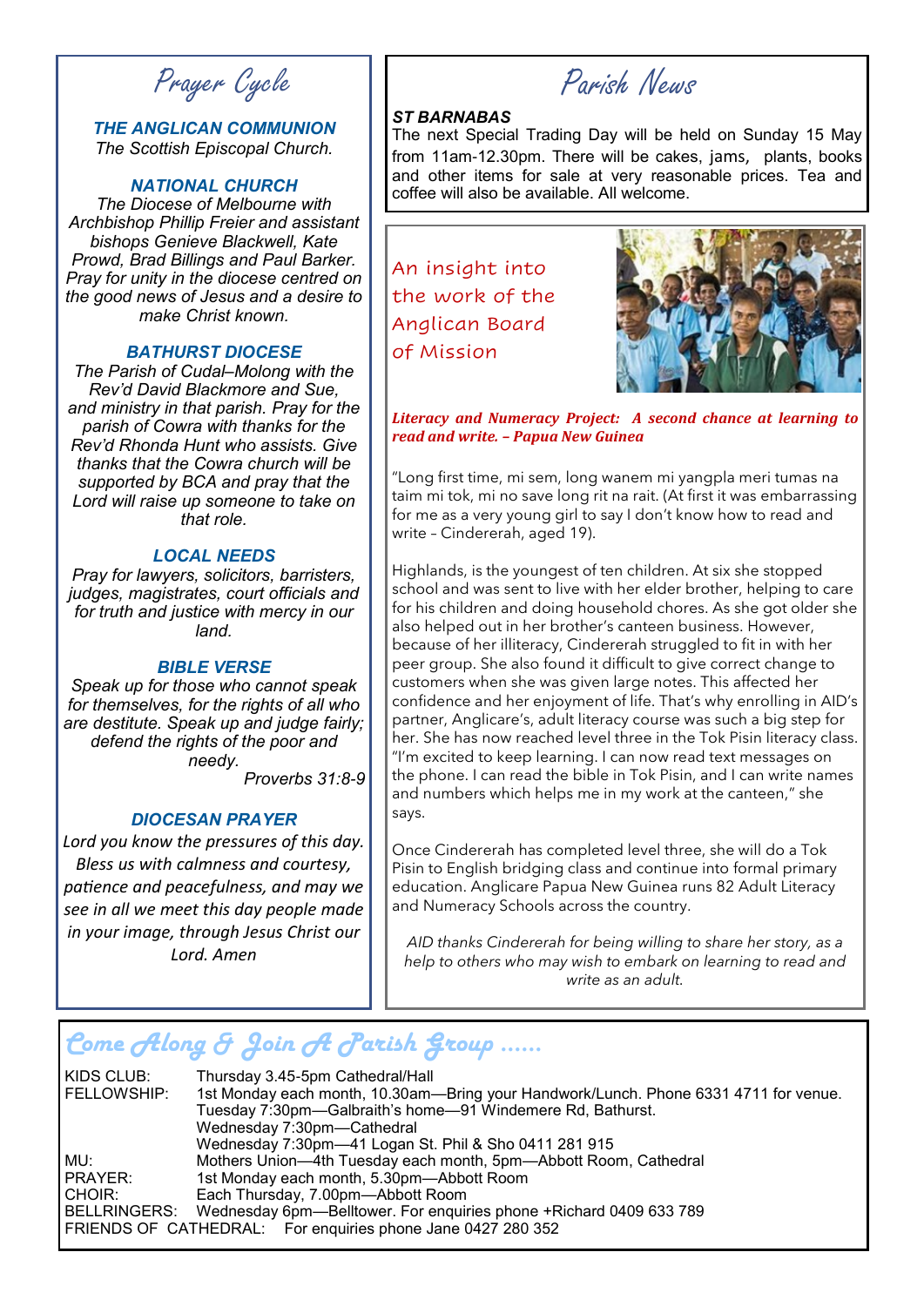## Prayer Cycle

***THE ANGLICAN COMMUNION***

*The Scottish Episcopal Church.*

***NATIONAL CHURCH***

*The Diocese of Melbourne with Archbishop Phillip Freier and assistant bishops Genieve Blackwell, Kate Prowd, Brad Billings and Paul Barker. Pray for unity in the diocese centred on the good news of Jesus and a desire to make Christ known.*

***BATHURST DIOCESE***

*The Parish of Cudal–Molong with the Rev'd David Blackmore and Sue, and ministry in that parish. Pray for the parish of Cowra with thanks for the Rev'd Rhonda Hunt who assists. Give thanks that the Cowra church will be supported by BCA and pray that the Lord will raise up someone to take on that role.*

***LOCAL NEEDS***

*Pray for lawyers, solicitors, barristers, judges, magistrates, court officials and for truth and justice with mercy in our land.*

***BIBLE VERSE***

*Speak up for those who cannot speak for themselves, for the rights of all who are destitute. Speak up and judge fairly; defend the rights of the poor and needy.*

*Proverbs 31:8-9*

***DIOCESAN PRAYER***

*Lord you know the pressures of this day. Bless us with calmness and courtesy, patience and peacefulness, and may we see in all we meet this day people made in your image, through Jesus Christ our Lord. Amen*

## Parish News

***ST BARNABAS***

The next Special Trading Day will be held on Sunday 15 May from 11am-12.30pm. There will be cakes, jams, plants, books and other items for sale at very reasonable prices. Tea and coffee will also be available. All welcome.

### An insight into the work of the Anglican Board of Mission

***Literacy and Numeracy Project: A second chance at learning to read and write. – Papua New Guinea***

"Long first time, mi sem, long wanem mi yangpla meri tumas na taim mi tok, mi no save long rit na rait. (At first it was embarrassing for me as a very young girl to say I don't know how to read and write – Cindererah, aged 19).

Highlands, is the youngest of ten children. At six she stopped school and was sent to live with her elder brother, helping to care for his children and doing household chores. As she got older she also helped out in her brother's canteen business. However, because of her illiteracy, Cindererah struggled to fit in with her peer group. She also found it difficult to give correct change to customers when she was given large notes. This affected her confidence and her enjoyment of life. That's why enrolling in AID's partner, Anglicare's, adult literacy course was such a big step for her. She has now reached level three in the Tok Pisin literacy class. "I'm excited to keep learning. I can now read text messages on the phone. I can read the bible in Tok Pisin, and I can write names and numbers which helps me in my work at the canteen," she says.

Once Cindererah has completed level three, she will do a Tok Pisin to English bridging class and continue into formal primary education. Anglicare Papua New Guinea runs 82 Adult Literacy and Numeracy Schools across the country.

*AID thanks Cindererah for being willing to share her story, as a help to others who may wish to embark on learning to read and write as an adult.*

## Come Along & Join A Parish Group ......

| | |
|---|---|
| KIDS CLUB: | Thursday 3.45-5pm Cathedral/Hall |
| FELLOWSHIP: | 1st Monday each month, 10.30am—Bring your Handwork/Lunch. Phone 6331 4711 for venue. |
| | Tuesday 7:30pm—Galbraith's home—91 Windemere Rd, Bathurst. |
| | Wednesday 7:30pm—Cathedral |
| | Wednesday 7:30pm—41 Logan St. Phil & Sho 0411 281 915 |
| MU: | Mothers Union—4th Tuesday each month, 5pm—Abbott Room, Cathedral |
| PRAYER: | 1st Monday each month, 5.30pm—Abbott Room |
| CHOIR: | Each Thursday, 7.00pm—Abbott Room |
| BELLRINGERS: | Wednesday 6pm—Belltower. For enquiries phone +Richard 0409 633 789 |
| FRIENDS OF CATHEDRAL: | For enquiries phone Jane 0427 280 352 |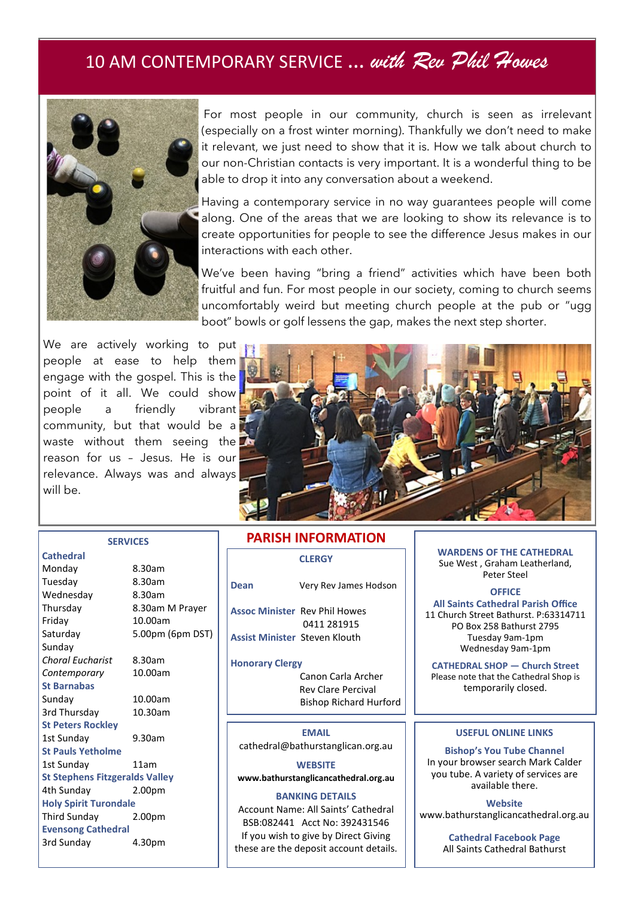# 10 AM CONTEMPORARY SERVICE ... *with Rev Phil Howes*

For most people in our community, church is seen as irrelevant (especially on a frost winter morning). Thankfully we don't need to make it relevant, we just need to show that it is. How we talk about church to our non-Christian contacts is very important. It is a wonderful thing to be able to drop it into any conversation about a weekend.

Having a contemporary service in no way guarantees people will come along. One of the areas that we are looking to show its relevance is to create opportunities for people to see the difference Jesus makes in our interactions with each other.

We've been having "bring a friend" activities which have been both fruitful and fun. For most people in our society, coming to church seems uncomfortably weird but meeting church people at the pub or "ugg boot" bowls or golf lessens the gap, makes the next step shorter.

We are actively working to put people at ease to help them engage with the gospel. This is the point of it all. We could show people a friendly vibrant community, but that would be a waste without them seeing the reason for us – Jesus. He is our relevance. Always was and always will be.

## SERVICES

| | |
|---|---|
| **Cathedral** | |
| Monday | 8.30am |
| Tuesday | 8.30am |
| Wednesday | 8.30am |
| Thursday | 8.30am M Prayer |
| Friday | 10.00am |
| Saturday | 5.00pm (6pm DST) |
| Sunday | |
| *Choral Eucharist* | 8.30am |
| *Contemporary* | 10.00am |
| **St Barnabas** | |
| Sunday | 10.00am |
| 3rd Thursday | 10.30am |
| **St Peters Rockley** | |
| 1st Sunday | 9.30am |
| **St Pauls Yetholme** | |
| 1st Sunday | 11am |
| **St Stephens Fitzgeralds Valley** | |
| 4th Sunday | 2.00pm |
| **Holy Spirit Turondale** | |
| Third Sunday | 2.00pm |
| **Evensong Cathedral** | |
| 3rd Sunday | 4.30pm |

## PARISH INFORMATION

### CLERGY

**Dean** Very Rev James Hodson

**Assoc Minister** Rev Phil Howes
0411 281915

**Assist Minister** Steven Klouth

**Honorary Clergy**
Canon Carla Archer
Rev Clare Percival
Bishop Richard Hurford

### EMAIL

cathedral@bathurstanglican.org.au

### WEBSITE

**www.bathurstanglicancathedral.org.au**

### BANKING DETAILS

Account Name: All Saints' Cathedral
BSB:082441 Acct No: 392431546
If you wish to give by Direct Giving these are the deposit account details.

### WARDENS OF THE CATHEDRAL

Sue West , Graham Leatherland, Peter Steel

### OFFICE

**All Saints Cathedral Parish Office**
11 Church Street Bathurst. P:63314711
PO Box 258 Bathurst 2795
Tuesday 9am-1pm
Wednesday 9am-1pm

### CATHEDRAL SHOP — Church Street

Please note that the Cathedral Shop is temporarily closed.

### USEFUL ONLINE LINKS

**Bishop's You Tube Channel**
In your browser search Mark Calder you tube. A variety of services are available there.

**Website**
www.bathurstanglicancathedral.org.au

**Cathedral Facebook Page**
All Saints Cathedral Bathurst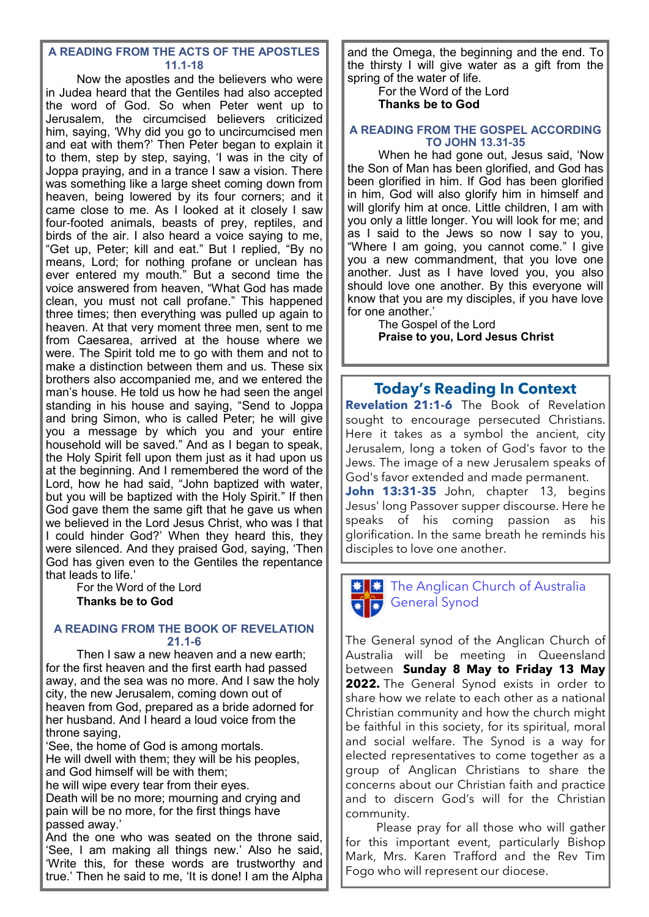## A READING FROM THE ACTS OF THE APOSTLES 11.1-18

Now the apostles and the believers who were in Judea heard that the Gentiles had also accepted the word of God. So when Peter went up to Jerusalem, the circumcised believers criticized him, saying, 'Why did you go to uncircumcised men and eat with them?' Then Peter began to explain it to them, step by step, saying, 'I was in the city of Joppa praying, and in a trance I saw a vision. There was something like a large sheet coming down from heaven, being lowered by its four corners; and it came close to me. As I looked at it closely I saw four-footed animals, beasts of prey, reptiles, and birds of the air. I also heard a voice saying to me, "Get up, Peter; kill and eat." But I replied, "By no means, Lord; for nothing profane or unclean has ever entered my mouth." But a second time the voice answered from heaven, "What God has made clean, you must not call profane." This happened three times; then everything was pulled up again to heaven. At that very moment three men, sent to me from Caesarea, arrived at the house where we were. The Spirit told me to go with them and not to make a distinction between them and us. These six brothers also accompanied me, and we entered the man's house. He told us how he had seen the angel standing in his house and saying, "Send to Joppa and bring Simon, who is called Peter; he will give you a message by which you and your entire household will be saved." And as I began to speak, the Holy Spirit fell upon them just as it had upon us at the beginning. And I remembered the word of the Lord, how he had said, "John baptized with water, but you will be baptized with the Holy Spirit." If then God gave them the same gift that he gave us when we believed in the Lord Jesus Christ, who was I that I could hinder God?' When they heard this, they were silenced. And they praised God, saying, 'Then God has given even to the Gentiles the repentance that leads to life.'

For the Word of the Lord
**Thanks be to God**

## A READING FROM THE BOOK OF REVELATION 21.1-6

Then I saw a new heaven and a new earth; for the first heaven and the first earth had passed away, and the sea was no more. And I saw the holy city, the new Jerusalem, coming down out of heaven from God, prepared as a bride adorned for her husband. And I heard a loud voice from the throne saying,

'See, the home of God is among mortals.
He will dwell with them; they will be his peoples,
and God himself will be with them;
he will wipe every tear from their eyes.
Death will be no more; mourning and crying and pain will be no more, for the first things have passed away.'

And the one who was seated on the throne said, 'See, I am making all things new.' Also he said, 'Write this, for these words are trustworthy and true.' Then he said to me, 'It is done! I am the Alpha and the Omega, the beginning and the end. To the thirsty I will give water as a gift from the spring of the water of life.

For the Word of the Lord
**Thanks be to God**

## A READING FROM THE GOSPEL ACCORDING TO JOHN 13.31-35

When he had gone out, Jesus said, 'Now the Son of Man has been glorified, and God has been glorified in him. If God has been glorified in him, God will also glorify him in himself and will glorify him at once. Little children, I am with you only a little longer. You will look for me; and as I said to the Jews so now I say to you, "Where I am going, you cannot come." I give you a new commandment, that you love one another. Just as I have loved you, you also should love one another. By this everyone will know that you are my disciples, if you have love for one another.'

The Gospel of the Lord
**Praise to you, Lord Jesus Christ**

## Today's Reading In Context

**Revelation 21:1-6** The Book of Revelation sought to encourage persecuted Christians. Here it takes as a symbol the ancient, city Jerusalem, long a token of God's favor to the Jews. The image of a new Jerusalem speaks of God's favor extended and made permanent.

**John 13:31-35** John, chapter 13, begins Jesus' long Passover supper discourse. Here he speaks of his coming passion as his glorification. In the same breath he reminds his disciples to love one another.

## The Anglican Church of Australia General Synod

The General synod of the Anglican Church of Australia will be meeting in Queensland between **Sunday 8 May to Friday 13 May 2022.** The General Synod exists in order to share how we relate to each other as a national Christian community and how the church might be faithful in this society, for its spiritual, moral and social welfare. The Synod is a way for elected representatives to come together as a group of Anglican Christians to share the concerns about our Christian faith and practice and to discern God's will for the Christian community.

Please pray for all those who will gather for this important event, particularly Bishop Mark, Mrs. Karen Trafford and the Rev Tim Fogo who will represent our diocese.